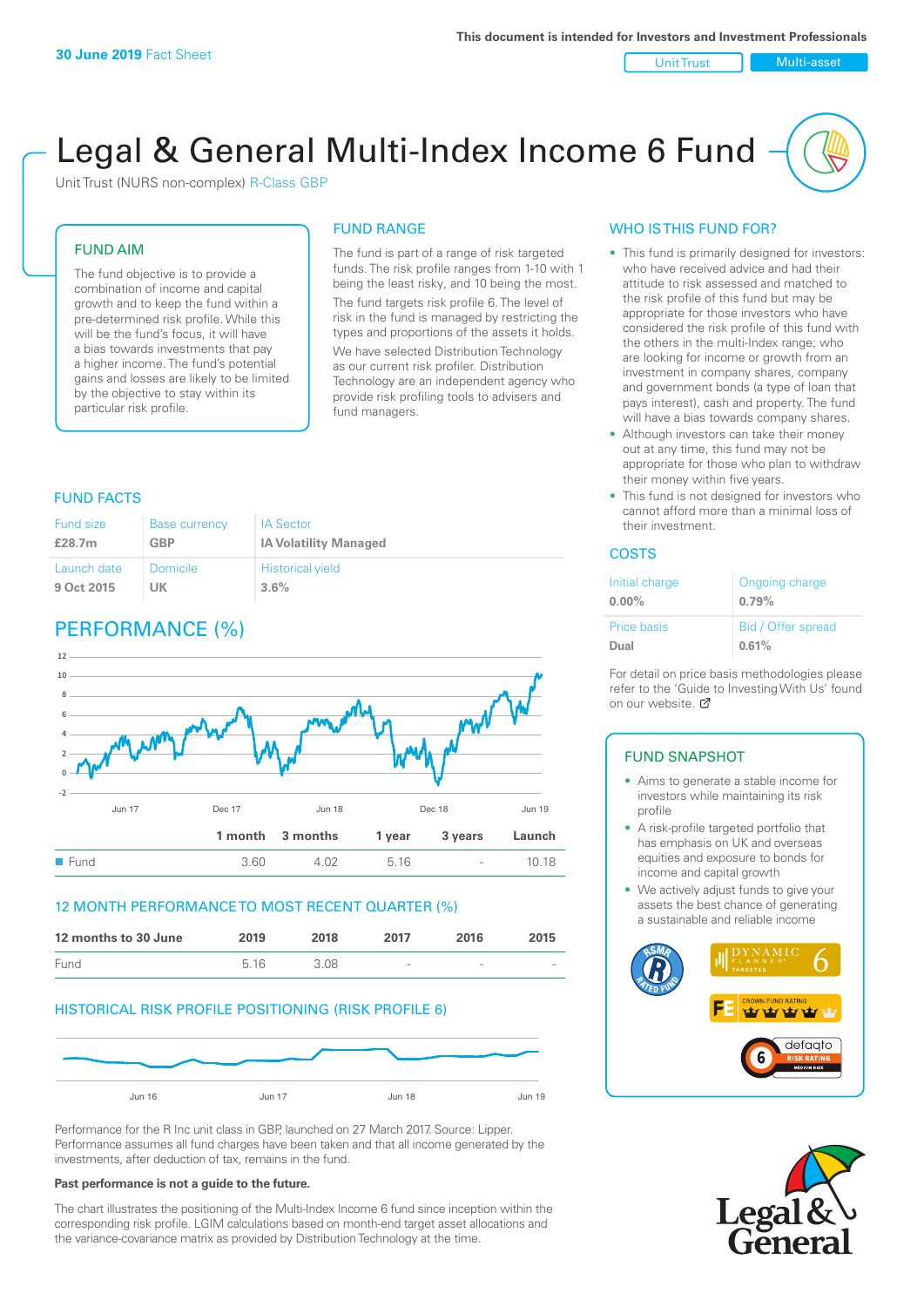**30 June 2019** Fact Sheet

This document is intended for Investors and Investment Professionals

Unit Trust | Multi-asset

# Legal & General Multi-Index Income 6 Fund

Unit Trust (NURS non-complex) R-Class GBP

## FUND AIM

The fund objective is to provide a combination of income and capital growth and to keep the fund within a pre-determined risk profile. While this will be the fund's focus, it will have a bias towards investments that pay a higher income. The fund's potential gains and losses are likely to be limited by the objective to stay within its particular risk profile.

## FUND RANGE

The fund is part of a range of risk targeted funds. The risk profile ranges from 1-10 with 1 being the least risky, and 10 being the most.

The fund targets risk profile 6. The level of risk in the fund is managed by restricting the types and proportions of the assets it holds.

We have selected Distribution Technology as our current risk profiler. Distribution Technology are an independent agency who provide risk profiling tools to advisers and fund managers.

## WHO IS THIS FUND FOR?

- This fund is primarily designed for investors: who have received advice and had their attitude to risk assessed and matched to the risk profile of this fund but may be appropriate for those investors who have considered the risk profile of this fund with the others in the multi-index range; who are looking for income or growth from an investment in company shares, company and government bonds (a type of loan that pays interest), cash and property. The fund will have a bias towards company shares.
- Although investors can take their money out at any time, this fund may not be appropriate for those who plan to withdraw their money within five years.
- This fund is not designed for investors who cannot afford more than a minimal loss of their investment.

## FUND FACTS

| Fund size | Base currency | IA Sector |
|---|---|---|
| **£28.7m** | **GBP** | **IA Volatility Managed** |
| Launch date | Domicile | Historical yield |
| **9 Oct 2015** | **UK** | **3.6%** |

## COSTS

| Initial charge | Ongoing charge |
|---|---|
| **0.00%** | **0.79%** |
| Price basis | Bid / Offer spread |
| **Dual** | **0.61%** |

For detail on price basis methodologies please refer to the 'Guide to Investing With Us' found on our website.

## PERFORMANCE (%)

| | 1 month | 3 months | 1 year | 3 years | Launch |
|---|---|---|---|---|---|
| Fund | 3.60 | 4.02 | 5.16 | - | 10.18 |

## 12 MONTH PERFORMANCE TO MOST RECENT QUARTER (%)

| 12 months to 30 June | 2019 | 2018 | 2017 | 2016 | 2015 |
|---|---|---|---|---|---|
| Fund | 5.16 | 3.08 | - | - | - |

## HISTORICAL RISK PROFILE POSITIONING (RISK PROFILE 6)

Performance for the R Inc unit class in GBP, launched on 27 March 2017. Source: Lipper. Performance assumes all fund charges have been taken and that all income generated by the investments, after deduction of tax, remains in the fund.

**Past performance is not a guide to the future.**

The chart illustrates the positioning of the Multi-Index Income 6 fund since inception within the corresponding risk profile. LGIM calculations based on month-end target asset allocations and the variance-covariance matrix as provided by Distribution Technology at the time.

## FUND SNAPSHOT

- Aims to generate a stable income for investors while maintaining its risk profile
- A risk-profile targeted portfolio that has emphasis on UK and overseas equities and exposure to bonds for income and capital growth
- We actively adjust funds to give your assets the best chance of generating a sustainable and reliable income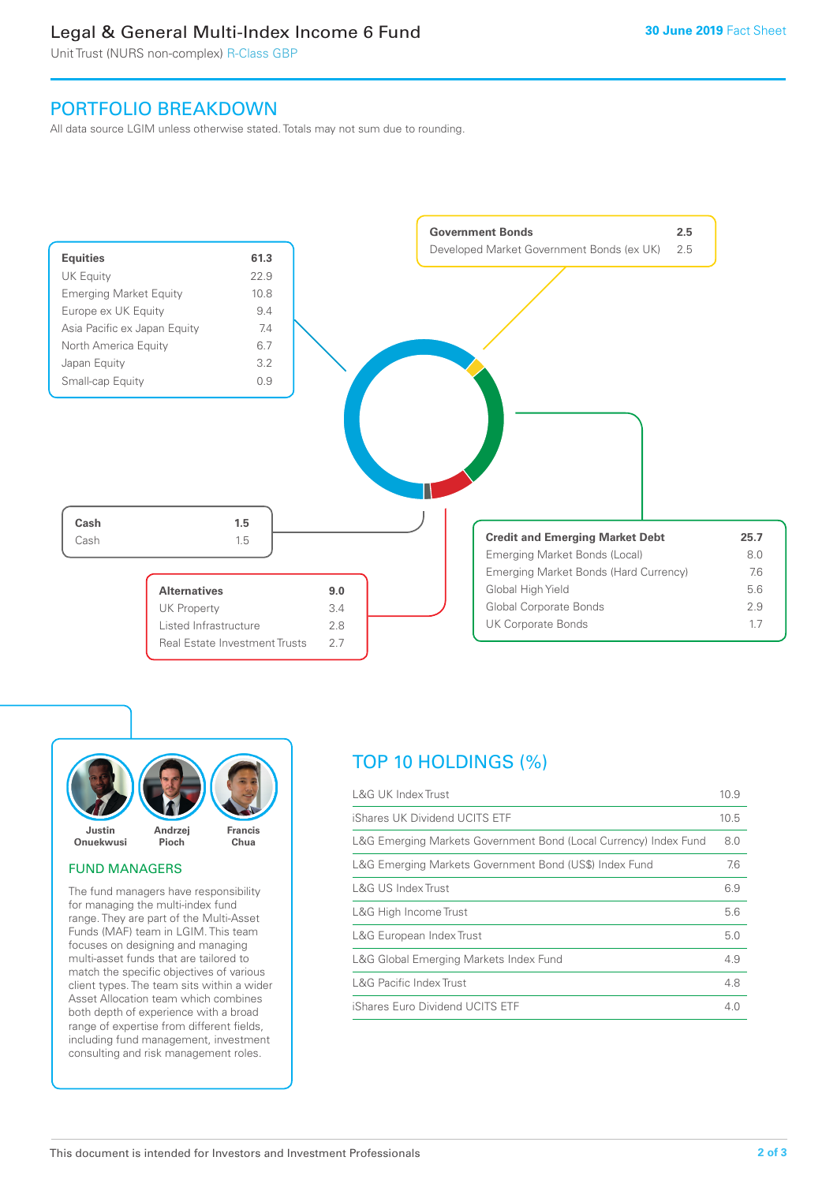# Legal & General Multi-Index Income 6 Fund

Unit Trust (NURS non-complex) R-Class GBP

30 June 2019 Fact Sheet

## PORTFOLIO BREAKDOWN

All data source LGIM unless otherwise stated. Totals may not sum due to rounding.

| Equities | 61.3 |
|---|---|
| UK Equity | 22.9 |
| Emerging Market Equity | 10.8 |
| Europe ex UK Equity | 9.4 |
| Asia Pacific ex Japan Equity | 7.4 |
| North America Equity | 6.7 |
| Japan Equity | 3.2 |
| Small-cap Equity | 0.9 |

| Government Bonds | 2.5 |
|---|---|
| Developed Market Government Bonds (ex UK) | 2.5 |

| Credit and Emerging Market Debt | 25.7 |
|---|---|
| Emerging Market Bonds (Local) | 8.0 |
| Emerging Market Bonds (Hard Currency) | 7.6 |
| Global High Yield | 5.6 |
| Global Corporate Bonds | 2.9 |
| UK Corporate Bonds | 1.7 |

| Alternatives | 9.0 |
|---|---|
| UK Property | 3.4 |
| Listed Infrastructure | 2.8 |
| Real Estate Investment Trusts | 2.7 |

| Cash | 1.5 |
|---|---|
| Cash | 1.5 |

Justin Onuekwusi, Andrzej Pioch, Francis Chua

### FUND MANAGERS

The fund managers have responsibility for managing the multi-index fund range. They are part of the Multi-Asset Funds (MAF) team in LGIM. This team focuses on designing and managing multi-asset funds that are tailored to match the specific objectives of various client types. The team sits within a wider Asset Allocation team which combines both depth of experience with a broad range of expertise from different fields, including fund management, investment consulting and risk management roles.

## TOP 10 HOLDINGS (%)

| Holding | % |
|---|---|
| L&G UK Index Trust | 10.9 |
| iShares UK Dividend UCITS ETF | 10.5 |
| L&G Emerging Markets Government Bond (Local Currency) Index Fund | 8.0 |
| L&G Emerging Markets Government Bond (US$) Index Fund | 7.6 |
| L&G US Index Trust | 6.9 |
| L&G High Income Trust | 5.6 |
| L&G European Index Trust | 5.0 |
| L&G Global Emerging Markets Index Fund | 4.9 |
| L&G Pacific Index Trust | 4.8 |
| iShares Euro Dividend UCITS ETF | 4.0 |

This document is intended for Investors and Investment Professionals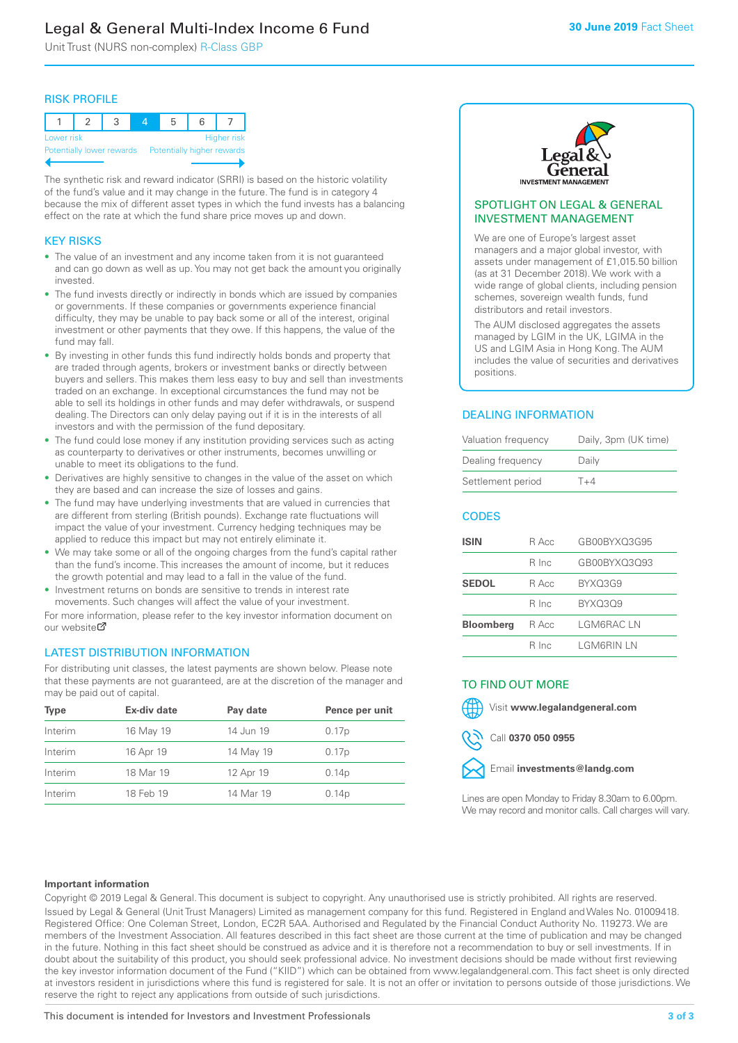# Legal & General Multi-Index Income 6 Fund

Unit Trust (NURS non-complex) R-Class GBP

**30 June 2019** Fact Sheet

## RISK PROFILE

| 1 | 2 | 3 | 4 | 5 | 6 | 7 |
|---|---|---|---|---|---|---|

Lower risk — Higher risk

Potentially lower rewards — Potentially higher rewards

The synthetic risk and reward indicator (SRRI) is based on the historic volatility of the fund's value and it may change in the future. The fund is in category 4 because the mix of different asset types in which the fund invests has a balancing effect on the rate at which the fund share price moves up and down.

## KEY RISKS

- The value of an investment and any income taken from it is not guaranteed and can go down as well as up. You may not get back the amount you originally invested.
- The fund invests directly or indirectly in bonds which are issued by companies or governments. If these companies or governments experience financial difficulty, they may be unable to pay back some or all of the interest, original investment or other payments that they owe. If this happens, the value of the fund may fall.
- By investing in other funds this fund indirectly holds bonds and property that are traded through agents, brokers or investment banks or directly between buyers and sellers. This makes them less easy to buy and sell than investments traded on an exchange. In exceptional circumstances the fund may not be able to sell its holdings in other funds and may defer withdrawals, or suspend dealing. The Directors can only delay paying out if it is in the interests of all investors and with the permission of the fund depositary.
- The fund could lose money if any institution providing services such as acting as counterparty to derivatives or other instruments, becomes unwilling or unable to meet its obligations to the fund.
- Derivatives are highly sensitive to changes in the value of the asset on which they are based and can increase the size of losses and gains.
- The fund may have underlying investments that are valued in currencies that are different from sterling (British pounds). Exchange rate fluctuations will impact the value of your investment. Currency hedging techniques may be applied to reduce this impact but may not entirely eliminate it.
- We may take some or all of the ongoing charges from the fund's capital rather than the fund's income. This increases the amount of income, but it reduces the growth potential and may lead to a fall in the value of the fund.
- Investment returns on bonds are sensitive to trends in interest rate movements. Such changes will affect the value of your investment.

For more information, please refer to the key investor information document on our website

## LATEST DISTRIBUTION INFORMATION

For distributing unit classes, the latest payments are shown below. Please note that these payments are not guaranteed, are at the discretion of the manager and may be paid out of capital.

| Type | Ex-div date | Pay date | Pence per unit |
|---|---|---|---|
| Interim | 16 May 19 | 14 Jun 19 | 0.17p |
| Interim | 16 Apr 19 | 14 May 19 | 0.17p |
| Interim | 18 Mar 19 | 12 Apr 19 | 0.14p |
| Interim | 18 Feb 19 | 14 Mar 19 | 0.14p |

## SPOTLIGHT ON LEGAL & GENERAL INVESTMENT MANAGEMENT

We are one of Europe's largest asset managers and a major global investor, with assets under management of £1,015.50 billion (as at 31 December 2018). We work with a wide range of global clients, including pension schemes, sovereign wealth funds, fund distributors and retail investors.

The AUM disclosed aggregates the assets managed by LGIM in the UK, LGIMA in the US and LGIM Asia in Hong Kong. The AUM includes the value of securities and derivatives positions.

## DEALING INFORMATION

| | |
|---|---|
| Valuation frequency | Daily, 3pm (UK time) |
| Dealing frequency | Daily |
| Settlement period | T+4 |

## CODES

| | | |
|---|---|---|
| **ISIN** | R Acc | GB00BYXQ3G95 |
| | R Inc | GB00BYXQ3Q93 |
| **SEDOL** | R Acc | BYXQ3G9 |
| | R Inc | BYXQ3Q9 |
| **Bloomberg** | R Acc | LGM6RAC LN |
| | R Inc | LGM6RIN LN |

## TO FIND OUT MORE

Visit **www.legalandgeneral.com**

Call **0370 050 0955**

Email **investments@landg.com**

Lines are open Monday to Friday 8.30am to 6.00pm. We may record and monitor calls. Call charges will vary.

**Important information**

Copyright © 2019 Legal & General. This document is subject to copyright. Any unauthorised use is strictly prohibited. All rights are reserved. Issued by Legal & General (Unit Trust Managers) Limited as management company for this fund. Registered in England and Wales No. 01009418. Registered Office: One Coleman Street, London, EC2R 5AA. Authorised and Regulated by the Financial Conduct Authority No. 119273. We are members of the Investment Association. All features described in this fact sheet are those current at the time of publication and may be changed in the future. Nothing in this fact sheet should be construed as advice and it is therefore not a recommendation to buy or sell investments. If in doubt about the suitability of this product, you should seek professional advice. No investment decisions should be made without first reviewing the key investor information document of the Fund ("KIID") which can be obtained from www.legalandgeneral.com. This fact sheet is only directed at investors resident in jurisdictions where this fund is registered for sale. It is not an offer or invitation to persons outside of those jurisdictions. We reserve the right to reject any applications from outside of such jurisdictions.

This document is intended for Investors and Investment Professionals